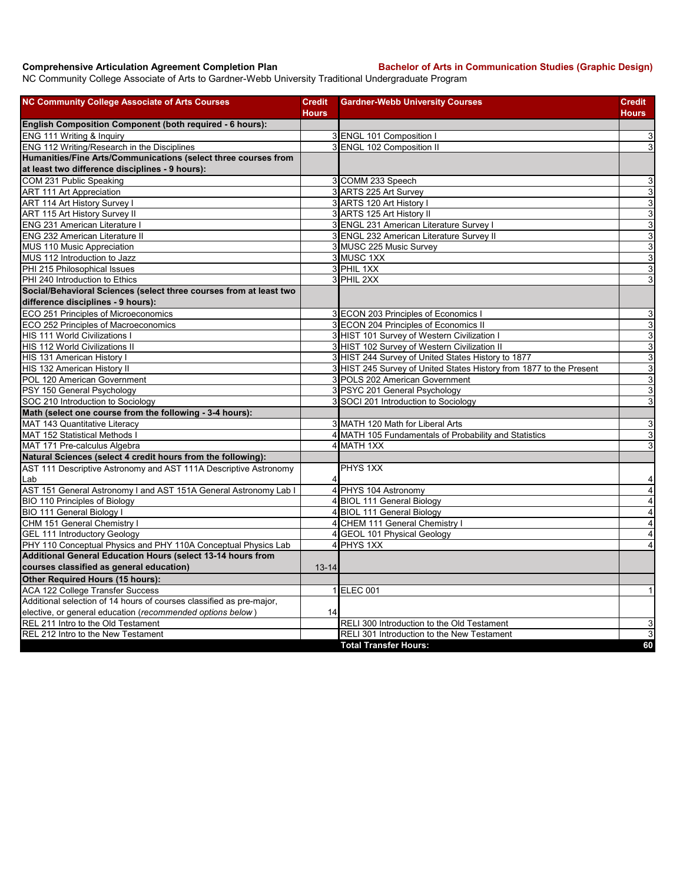**Comprehensive Articulation Agreement Completion Plan** **Bachelor of Arts in Communication Studies (Graphic Design)**

NC Community College Associate of Arts to Gardner-Webb University Traditional Undergraduate Program

| NC Community College Associate of Arts Courses | Credit Hours | Gardner-Webb University Courses | Credit Hours |
|---|---|---|---|
| **English Composition Component (both required - 6 hours):** | | | |
| ENG 111 Writing & Inquiry | 3 | ENGL 101 Composition I | 3 |
| ENG 112 Writing/Research in the Disciplines | 3 | ENGL 102 Composition II | 3 |
| **Humanities/Fine Arts/Communications (select three courses from at least two difference disciplines - 9 hours):** | | | |
| COM 231 Public Speaking | 3 | COMM 233 Speech | 3 |
| ART 111 Art Appreciation | 3 | ARTS 225 Art Survey | 3 |
| ART 114 Art History Survey I | 3 | ARTS 120 Art History I | 3 |
| ART 115 Art History Survey II | 3 | ARTS 125 Art History II | 3 |
| ENG 231 American Literature I | 3 | ENGL 231 American Literature Survey I | 3 |
| ENG 232 American Literature II | 3 | ENGL 232 American Literature Survey II | 3 |
| MUS 110 Music Appreciation | 3 | MUSC 225 Music Survey | 3 |
| MUS 112 Introduction to Jazz | 3 | MUSC 1XX | 3 |
| PHI 215 Philosophical Issues | 3 | PHIL 1XX | 3 |
| PHI 240 Introduction to Ethics | 3 | PHIL 2XX | 3 |
| **Social/Behavioral Sciences (select three courses from at least two difference disciplines - 9 hours):** | | | |
| ECO 251 Principles of Microeconomics | 3 | ECON 203 Principles of Economics I | 3 |
| ECO 252 Principles of Macroeconomics | 3 | ECON 204 Principles of Economics II | 3 |
| HIS 111 World Civilizations I | 3 | HIST 101 Survey of Western Civilization I | 3 |
| HIS 112 World Civilizations II | 3 | HIST 102 Survey of Western Civilization II | 3 |
| HIS 131 American History I | 3 | HIST 244 Survey of United States History to 1877 | 3 |
| HIS 132 American History II | 3 | HIST 245 Survey of United States History from 1877 to the Present | 3 |
| POL 120 American Government | 3 | POLS 202 American Government | 3 |
| PSY 150 General Psychology | 3 | PSYC 201 General Psychology | 3 |
| SOC 210 Introduction to Sociology | 3 | SOCI 201 Introduction to Sociology | 3 |
| **Math (select one course from the following - 3-4 hours):** | | | |
| MAT 143 Quantitative Literacy | 3 | MATH 120 Math for Liberal Arts | 3 |
| MAT 152 Statistical Methods I | 4 | MATH 105 Fundamentals of Probability and Statistics | 3 |
| MAT 171 Pre-calculus Algebra | 4 | MATH 1XX | 3 |
| **Natural Sciences (select 4 credit hours from the following):** | | | |
| AST 111 Descriptive Astronomy and AST 111A Descriptive Astronomy Lab | 4 | PHYS 1XX | 4 |
| AST 151 General Astronomy I and AST 151A General Astronomy Lab I | 4 | PHYS 104 Astronomy | 4 |
| BIO 110 Principles of Biology | 4 | BIOL 111 General Biology | 4 |
| BIO 111 General Biology I | 4 | BIOL 111 General Biology | 4 |
| CHM 151 General Chemistry I | 4 | CHEM 111 General Chemistry I | 4 |
| GEL 111 Introductory Geology | 4 | GEOL 101 Physical Geology | 4 |
| PHY 110 Conceptual Physics and PHY 110A Conceptual Physics Lab | 4 | PHYS 1XX | 4 |
| **Additional General Education Hours (select 13-14 hours from courses classified as general education)** | 13-14 | | |
| **Other Required Hours (15 hours):** | | | |
| ACA 122 College Transfer Success | 1 | ELEC 001 | 1 |
| Additional selection of 14 hours of courses classified as pre-major, elective, or general education (*recommended options below*) | 14 | | |
| REL 211 Intro to the Old Testament | | RELI 300 Introduction to the Old Testament | 3 |
| REL 212 Intro to the New Testament | | RELI 301 Introduction to the New Testament | 3 |
| | | **Total Transfer Hours:** | **60** |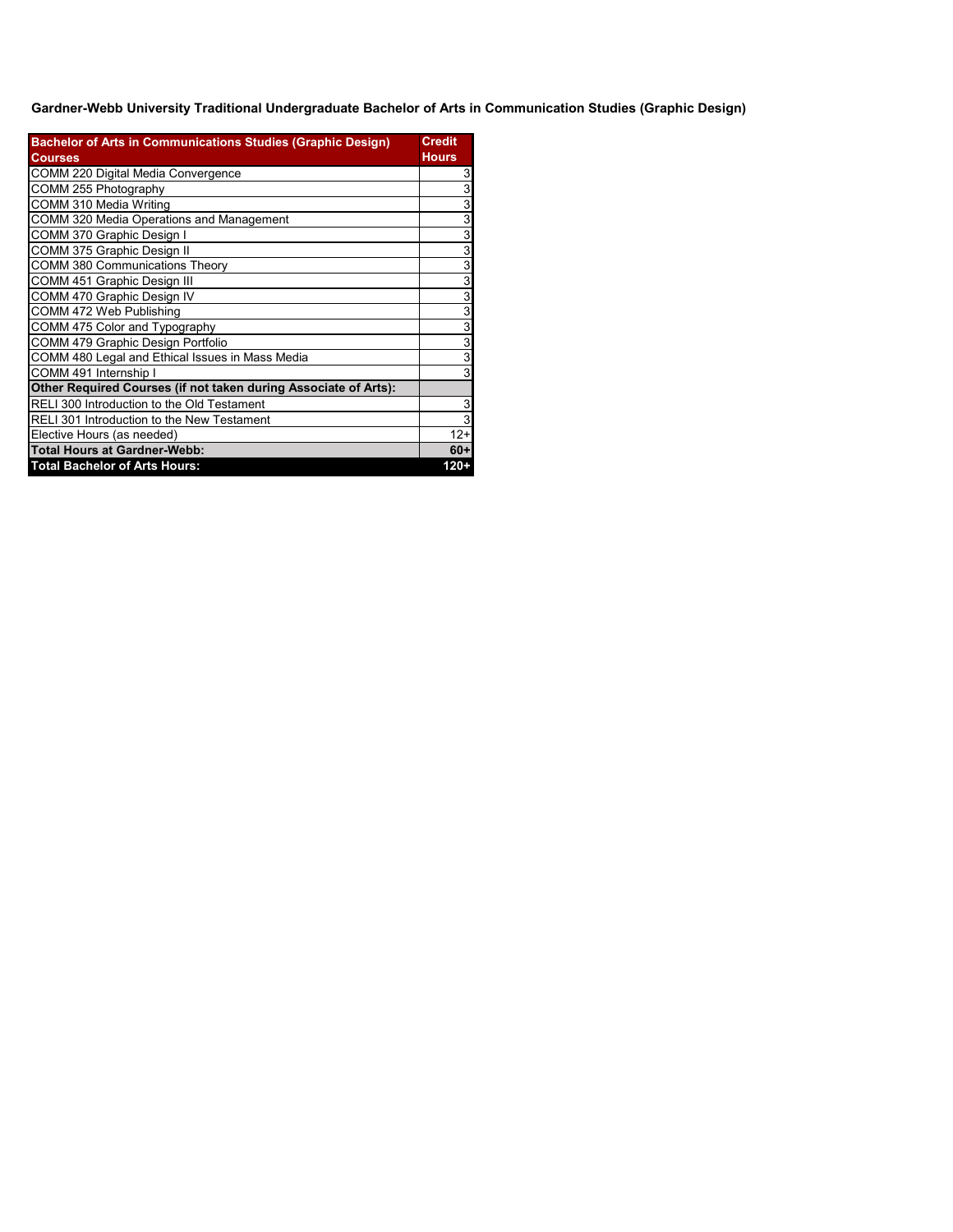**Gardner-Webb University Traditional Undergraduate Bachelor of Arts in Communication Studies (Graphic Design)**

| Bachelor of Arts in Communications Studies (Graphic Design) Courses | Credit Hours |
|---|---|
| COMM 220 Digital Media Convergence | 3 |
| COMM 255 Photography | 3 |
| COMM 310 Media Writing | 3 |
| COMM 320 Media Operations and Management | 3 |
| COMM 370 Graphic Design I | 3 |
| COMM 375 Graphic Design II | 3 |
| COMM 380 Communications Theory | 3 |
| COMM 451 Graphic Design III | 3 |
| COMM 470 Graphic Design IV | 3 |
| COMM 472 Web Publishing | 3 |
| COMM 475 Color and Typography | 3 |
| COMM 479 Graphic Design Portfolio | 3 |
| COMM 480 Legal and Ethical Issues in Mass Media | 3 |
| COMM 491 Internship I | 3 |
| **Other Required Courses (if not taken during Associate of Arts):** | |
| RELI 300 Introduction to the Old Testament | 3 |
| RELI 301 Introduction to the New Testament | 3 |
| Elective Hours (as needed) | 12+ |
| **Total Hours at Gardner-Webb:** | **60+** |
| **Total Bachelor of Arts Hours:** | **120+** |